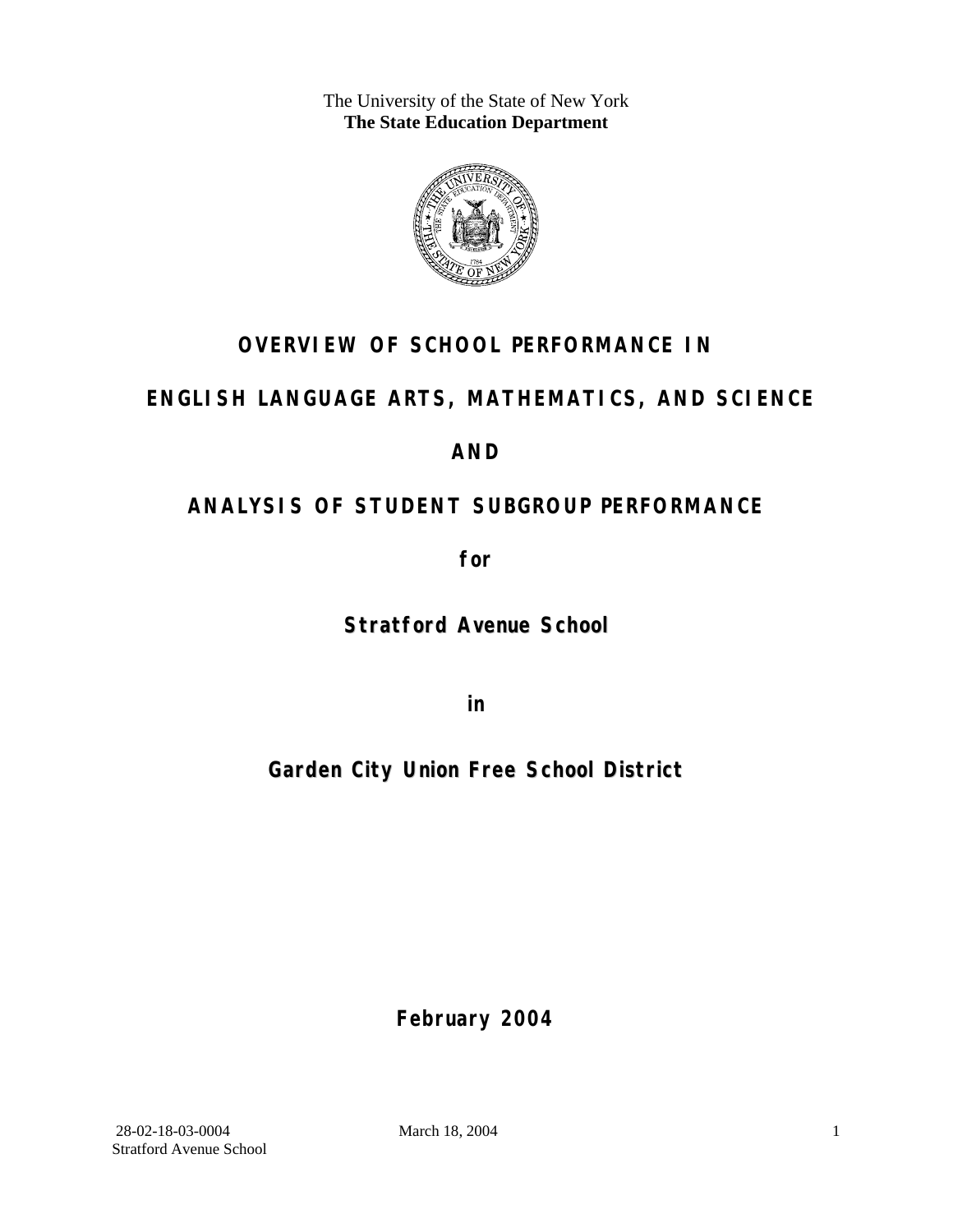The University of the State of New York
**The State Education Department**

# OVERVIEW OF SCHOOL PERFORMANCE IN

# ENGLISH LANGUAGE ARTS, MATHEMATICS, AND SCIENCE

# AND

# ANALYSIS OF STUDENT SUBGROUP PERFORMANCE

**for**

## Stratford Avenue School

**in**

## Garden City Union Free School District

**February 2004**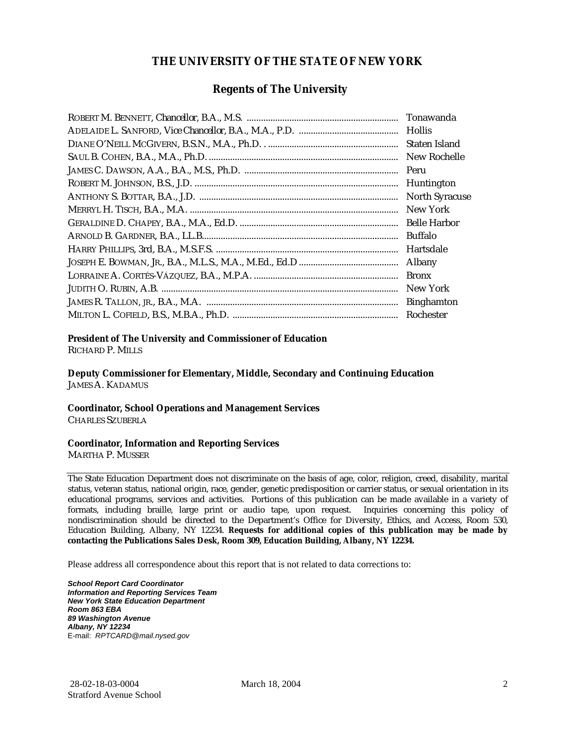# THE UNIVERSITY OF THE STATE OF NEW YORK

## Regents of The University

| | |
|---|---|
| ROBERT M. BENNETT, *Chancellor*, B.A., M.S. | Tonawanda |
| ADELAIDE L. SANFORD, *Vice Chancellor*, B.A., M.A., P.D. | Hollis |
| DIANE O'NEILL MCGIVERN, B.S.N., M.A., Ph.D. | Staten Island |
| SAUL B. COHEN, B.A., M.A., Ph.D. | New Rochelle |
| JAMES C. DAWSON, A.A., B.A., M.S., Ph.D. | Peru |
| ROBERT M. JOHNSON, B.S., J.D. | Huntington |
| ANTHONY S. BOTTAR, B.A., J.D. | North Syracuse |
| MERRYL H. TISCH, B.A., M.A. | New York |
| GERALDINE D. CHAPEY, B.A., M.A., Ed.D. | Belle Harbor |
| ARNOLD B. GARDNER, B.A., LL.B. | Buffalo |
| HARRY PHILLIPS, 3rd, B.A., M.S.F.S. | Hartsdale |
| JOSEPH E. BOWMAN, JR., B.A., M.L.S., M.A., M.Ed., Ed.D | Albany |
| LORRAINE A. CORTÉS-VÁZQUEZ, B.A., M.P.A. | Bronx |
| JUDITH O. RUBIN, A.B. | New York |
| JAMES R. TALLON, JR., B.A., M.A. | Binghamton |
| MILTON L. COFIELD, B.S., M.B.A., Ph.D. | Rochester |

**President of The University and Commissioner of Education**
RICHARD P. MILLS

**Deputy Commissioner for Elementary, Middle, Secondary and Continuing Education**
JAMES A. KADAMUS

**Coordinator, School Operations and Management Services**
CHARLES SZUBERLA

**Coordinator, Information and Reporting Services**
MARTHA P. MUSSER

---

The State Education Department does not discriminate on the basis of age, color, religion, creed, disability, marital status, veteran status, national origin, race, gender, genetic predisposition or carrier status, or sexual orientation in its educational programs, services and activities. Portions of this publication can be made available in a variety of formats, including braille, large print or audio tape, upon request. Inquiries concerning this policy of nondiscrimination should be directed to the Department's Office for Diversity, Ethics, and Access, Room 530, Education Building, Albany, NY 12234. **Requests for additional copies of this publication may be made by contacting the Publications Sales Desk, Room 309, Education Building, Albany, NY 12234.**

Please address all correspondence about this report that is not related to data corrections to:

***School Report Card Coordinator***
***Information and Reporting Services Team***
***New York State Education Department***
***Room 863 EBA***
***89 Washington Avenue***
***Albany, NY 12234***
E-mail: *RPTCARD@mail.nysed.gov*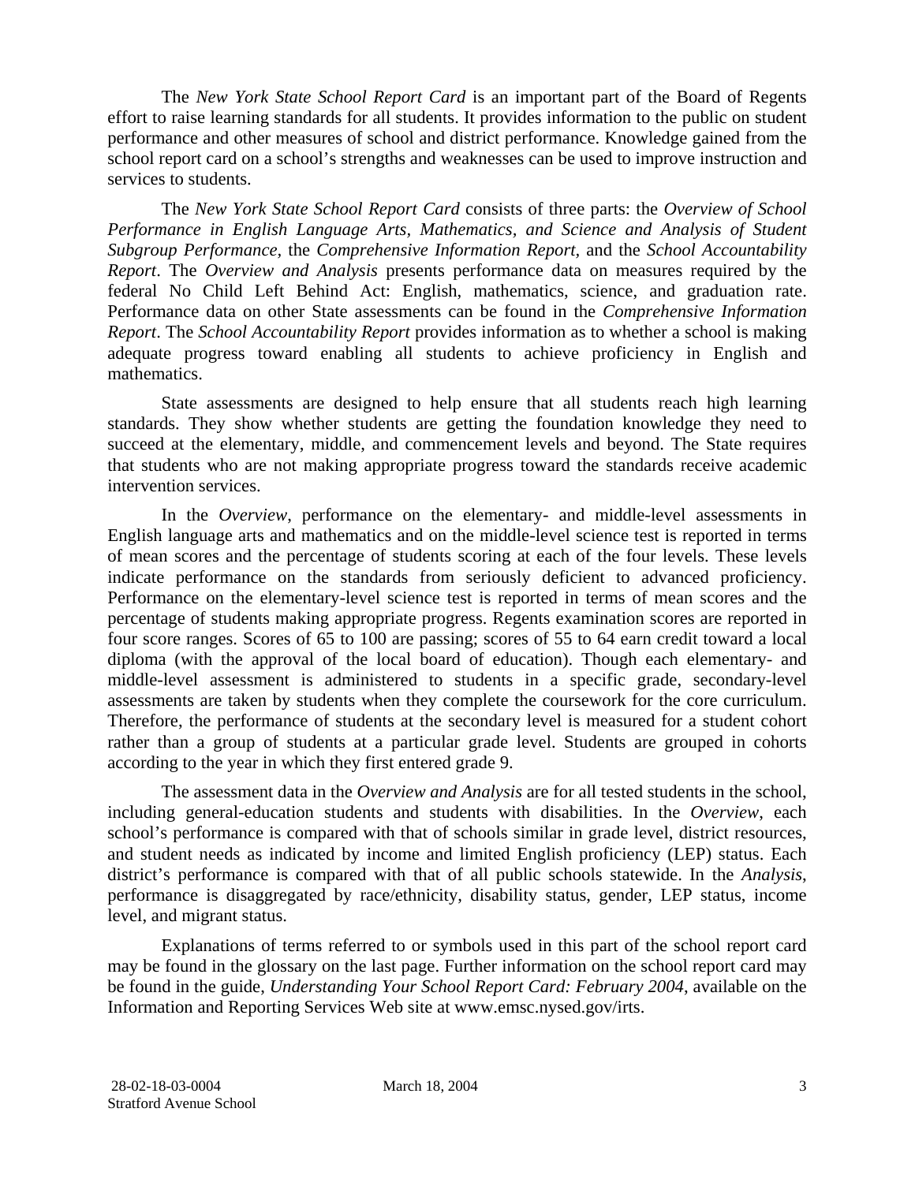The *New York State School Report Card* is an important part of the Board of Regents effort to raise learning standards for all students. It provides information to the public on student performance and other measures of school and district performance. Knowledge gained from the school report card on a school's strengths and weaknesses can be used to improve instruction and services to students.

The *New York State School Report Card* consists of three parts: the *Overview of School Performance in English Language Arts, Mathematics, and Science and Analysis of Student Subgroup Performance,* the *Comprehensive Information Report,* and the *School Accountability Report*. The *Overview and Analysis* presents performance data on measures required by the federal No Child Left Behind Act: English, mathematics, science, and graduation rate. Performance data on other State assessments can be found in the *Comprehensive Information Report*. The *School Accountability Report* provides information as to whether a school is making adequate progress toward enabling all students to achieve proficiency in English and mathematics.

State assessments are designed to help ensure that all students reach high learning standards. They show whether students are getting the foundation knowledge they need to succeed at the elementary, middle, and commencement levels and beyond. The State requires that students who are not making appropriate progress toward the standards receive academic intervention services.

In the *Overview*, performance on the elementary- and middle-level assessments in English language arts and mathematics and on the middle-level science test is reported in terms of mean scores and the percentage of students scoring at each of the four levels. These levels indicate performance on the standards from seriously deficient to advanced proficiency. Performance on the elementary-level science test is reported in terms of mean scores and the percentage of students making appropriate progress. Regents examination scores are reported in four score ranges. Scores of 65 to 100 are passing; scores of 55 to 64 earn credit toward a local diploma (with the approval of the local board of education). Though each elementary- and middle-level assessment is administered to students in a specific grade, secondary-level assessments are taken by students when they complete the coursework for the core curriculum. Therefore, the performance of students at the secondary level is measured for a student cohort rather than a group of students at a particular grade level. Students are grouped in cohorts according to the year in which they first entered grade 9.

The assessment data in the *Overview and Analysis* are for all tested students in the school, including general-education students and students with disabilities. In the *Overview*, each school's performance is compared with that of schools similar in grade level, district resources, and student needs as indicated by income and limited English proficiency (LEP) status. Each district's performance is compared with that of all public schools statewide. In the *Analysis*, performance is disaggregated by race/ethnicity, disability status, gender, LEP status, income level, and migrant status.

Explanations of terms referred to or symbols used in this part of the school report card may be found in the glossary on the last page. Further information on the school report card may be found in the guide, *Understanding Your School Report Card: February 2004*, available on the Information and Reporting Services Web site at www.emsc.nysed.gov/irts.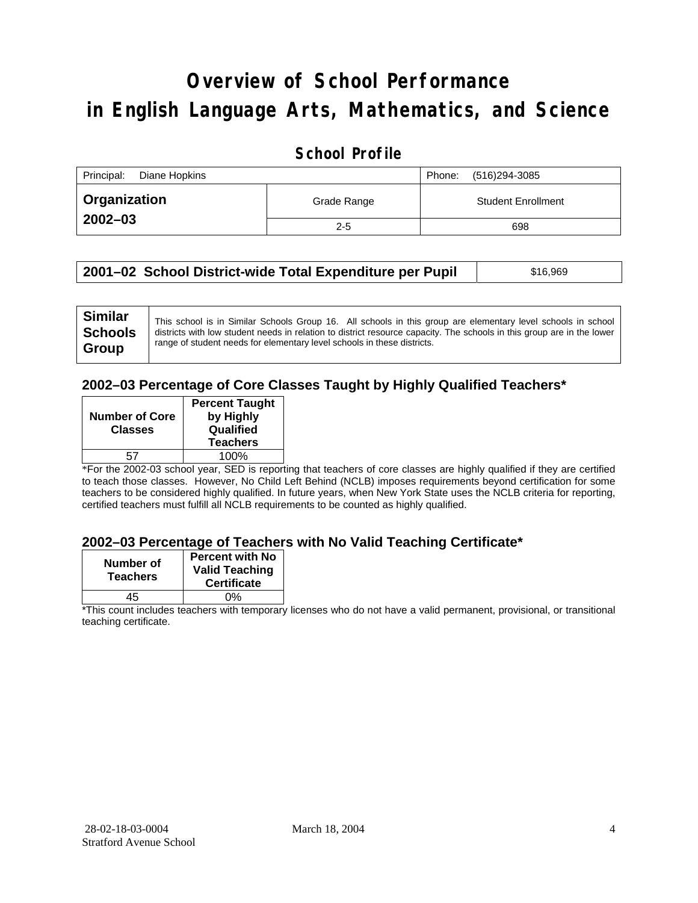# Overview of School Performance in English Language Arts, Mathematics, and Science

## School Profile

| Principal: Diane Hopkins | | Phone: (516)294-3085 |
|---|---|---|
| **Organization 2002–03** | Grade Range | Student Enrollment |
| | 2-5 | 698 |

| **2001–02 School District-wide Total Expenditure per Pupil** | $16,969 |
|---|---|

| **Similar Schools Group** | This school is in Similar Schools Group 16. All schools in this group are elementary level schools in school districts with low student needs in relation to district resource capacity. The schools in this group are in the lower range of student needs for elementary level schools in these districts. |
|---|---|

### 2002–03 Percentage of Core Classes Taught by Highly Qualified Teachers*

| Number of Core Classes | Percent Taught by Highly Qualified Teachers |
|---|---|
| 57 | 100% |

*For the 2002-03 school year, SED is reporting that teachers of core classes are highly qualified if they are certified to teach those classes. However, No Child Left Behind (NCLB) imposes requirements beyond certification for some teachers to be considered highly qualified. In future years, when New York State uses the NCLB criteria for reporting, certified teachers must fulfill all NCLB requirements to be counted as highly qualified.

### 2002–03 Percentage of Teachers with No Valid Teaching Certificate*

| Number of Teachers | Percent with No Valid Teaching Certificate |
|---|---|
| 45 | 0% |

*This count includes teachers with temporary licenses who do not have a valid permanent, provisional, or transitional teaching certificate.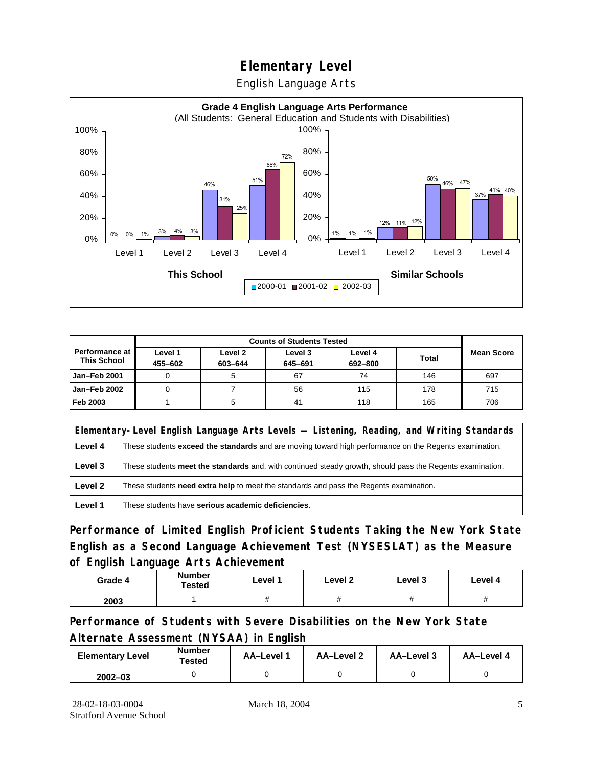# Elementary Level

## English Language Arts

**Grade 4 English Language Arts Performance**
(All Students: General Education and Students with Disabilities)

| | Level 1 | Level 2 | Level 3 | Level 4 |
|---|---|---|---|---|
| **This School** 2000-01 | 0% | 3% | 46% | 51% |
| **This School** 2001-02 | 0% | 4% | 31% | 65% |
| **This School** 2002-03 | 1% | 3% | 25% | 72% |
| **Similar Schools** 2000-01 | 1% | 12% | 50% | 37% |
| **Similar Schools** 2001-02 | 1% | 11% | 46% | 41% |
| **Similar Schools** 2002-03 | 1% | 12% | 47% | 40% |

| Performance at This School | Counts of Students Tested | | | | | Mean Score |
|---|---|---|---|---|---|---|
| | Level 1 455–602 | Level 2 603–644 | Level 3 645–691 | Level 4 692–800 | Total | |
| Jan–Feb 2001 | 0 | 5 | 67 | 74 | 146 | 697 |
| Jan–Feb 2002 | 0 | 7 | 56 | 115 | 178 | 715 |
| Feb 2003 | 1 | 5 | 41 | 118 | 165 | 706 |

| Elementary-Level English Language Arts Levels — Listening, Reading, and Writing Standards | |
|---|---|
| Level 4 | These students **exceed the standards** and are moving toward high performance on the Regents examination. |
| Level 3 | These students **meet the standards** and, with continued steady growth, should pass the Regents examination. |
| Level 2 | These students **need extra help** to meet the standards and pass the Regents examination. |
| Level 1 | These students have **serious academic deficiencies**. |

## Performance of Limited English Proficient Students Taking the New York State English as a Second Language Achievement Test (NYSESLAT) as the Measure of English Language Arts Achievement

| Grade 4 | Number Tested | Level 1 | Level 2 | Level 3 | Level 4 |
|---|---|---|---|---|---|
| 2003 | 1 | # | # | # | # |

## Performance of Students with Severe Disabilities on the New York State Alternate Assessment (NYSAA) in English

| Elementary Level | Number Tested | AA–Level 1 | AA–Level 2 | AA–Level 3 | AA–Level 4 |
|---|---|---|---|---|---|
| 2002–03 | 0 | 0 | 0 | 0 | 0 |

28-02-18-03-0004
Stratford Avenue School

March 18, 2004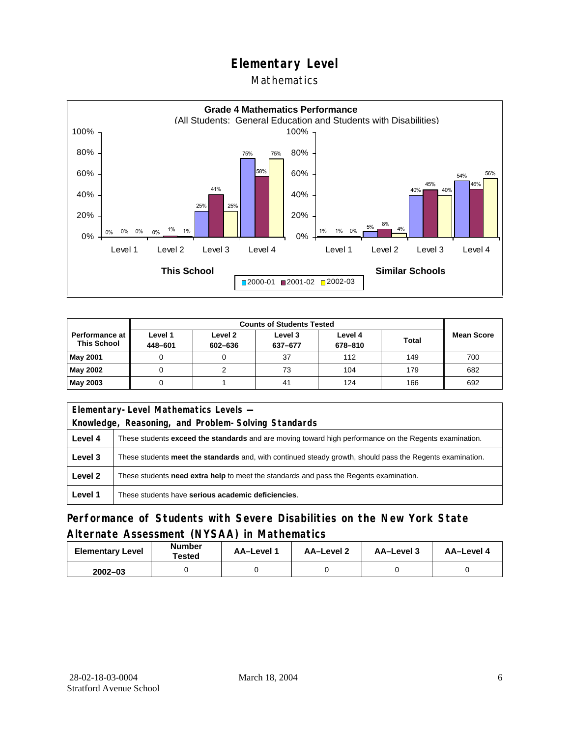# Elementary Level

Mathematics

**Grade 4 Mathematics Performance**

(All Students: General Education and Students with Disabilities)

| | This School 2000-01 | This School 2001-02 | This School 2002-03 | Similar Schools 2000-01 | Similar Schools 2001-02 | Similar Schools 2002-03 |
|---|---|---|---|---|---|---|
| Level 1 | 0% | 0% | 0% | 1% | 1% | 0% |
| Level 2 | 0% | 1% | 1% | 5% | 8% | 4% |
| Level 3 | 25% | 41% | 25% | 40% | 45% | 40% |
| Level 4 | 75% | 58% | 75% | 54% | 46% | 56% |

| Performance at This School | Counts of Students Tested | | | | | Mean Score |
|---|---|---|---|---|---|---|
| | Level 1 448–601 | Level 2 602–636 | Level 3 637–677 | Level 4 678–810 | Total | |
| **May 2001** | 0 | 0 | 37 | 112 | 149 | 700 |
| **May 2002** | 0 | 2 | 73 | 104 | 179 | 682 |
| **May 2003** | 0 | 1 | 41 | 124 | 166 | 692 |

| Elementary-Level Mathematics Levels — Knowledge, Reasoning, and Problem-Solving Standards | |
|---|---|
| **Level 4** | These students **exceed the standards** and are moving toward high performance on the Regents examination. |
| **Level 3** | These students **meet the standards** and, with continued steady growth, should pass the Regents examination. |
| **Level 2** | These students **need extra help** to meet the standards and pass the Regents examination. |
| **Level 1** | These students have **serious academic deficiencies**. |

## Performance of Students with Severe Disabilities on the New York State Alternate Assessment (NYSAA) in Mathematics

| Elementary Level | Number Tested | AA–Level 1 | AA–Level 2 | AA–Level 3 | AA–Level 4 |
|---|---|---|---|---|---|
| **2002–03** | 0 | 0 | 0 | 0 | 0 |

28-02-18-03-0004
Stratford Avenue School

March 18, 2004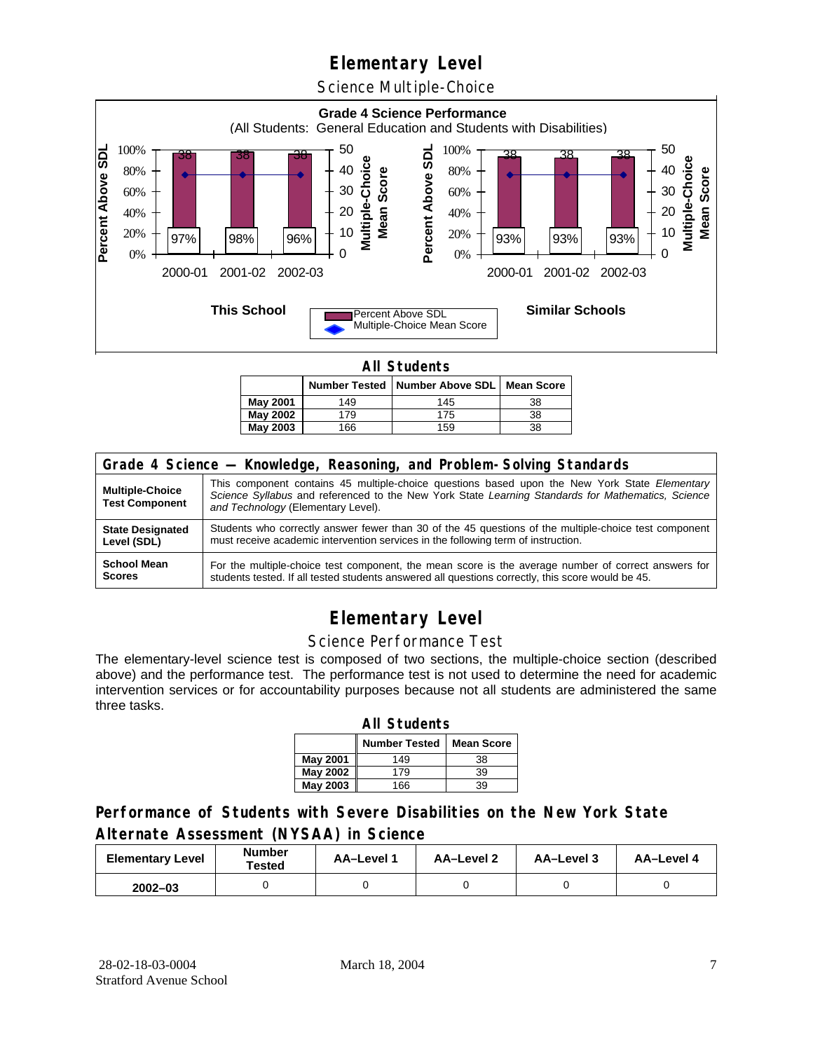# Elementary Level

## Science Multiple-Choice

**Grade 4 Science Performance**
(All Students: General Education and Students with Disabilities)

| | 2000-01 | 2001-02 | 2002-03 |
|---|---|---|---|
| **This School** – Percent Above SDL | 97% | 98% | 96% |
| **This School** – Multiple-Choice Mean Score | 38 | 38 | 38 |
| **Similar Schools** – Percent Above SDL | 93% | 93% | 93% |
| **Similar Schools** – Multiple-Choice Mean Score | 38 | 38 | 38 |

### All Students

| | Number Tested | Number Above SDL | Mean Score |
|---|---|---|---|
| **May 2001** | 149 | 145 | 38 |
| **May 2002** | 179 | 175 | 38 |
| **May 2003** | 166 | 159 | 38 |

| Grade 4 Science — Knowledge, Reasoning, and Problem-Solving Standards | |
|---|---|
| **Multiple-Choice Test Component** | This component contains 45 multiple-choice questions based upon the New York State *Elementary Science Syllabus* and referenced to the New York State *Learning Standards for Mathematics, Science and Technology* (Elementary Level). |
| **State Designated Level (SDL)** | Students who correctly answer fewer than 30 of the 45 questions of the multiple-choice test component must receive academic intervention services in the following term of instruction. |
| **School Mean Scores** | For the multiple-choice test component, the mean score is the average number of correct answers for students tested. If all tested students answered all questions correctly, this score would be 45. |

# Elementary Level

## Science Performance Test

The elementary-level science test is composed of two sections, the multiple-choice section (described above) and the performance test. The performance test is not used to determine the need for academic intervention services or for accountability purposes because not all students are administered the same three tasks.

### All Students

| | Number Tested | Mean Score |
|---|---|---|
| **May 2001** | 149 | 38 |
| **May 2002** | 179 | 39 |
| **May 2003** | 166 | 39 |

## Performance of Students with Severe Disabilities on the New York State Alternate Assessment (NYSAA) in Science

| Elementary Level | Number Tested | AA–Level 1 | AA–Level 2 | AA–Level 3 | AA–Level 4 |
|---|---|---|---|---|---|
| **2002–03** | 0 | 0 | 0 | 0 | 0 |

28-02-18-03-0004
Stratford Avenue School

March 18, 2004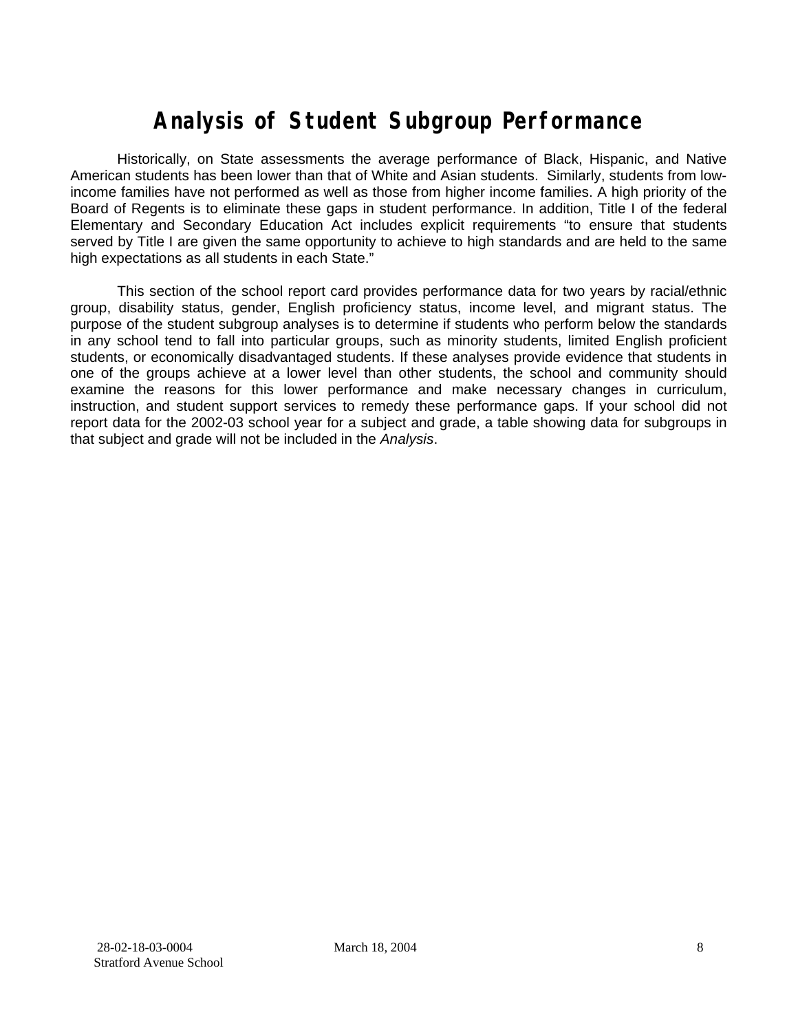# Analysis of Student Subgroup Performance

Historically, on State assessments the average performance of Black, Hispanic, and Native American students has been lower than that of White and Asian students. Similarly, students from low-income families have not performed as well as those from higher income families. A high priority of the Board of Regents is to eliminate these gaps in student performance. In addition, Title I of the federal Elementary and Secondary Education Act includes explicit requirements "to ensure that students served by Title I are given the same opportunity to achieve to high standards and are held to the same high expectations as all students in each State."

This section of the school report card provides performance data for two years by racial/ethnic group, disability status, gender, English proficiency status, income level, and migrant status. The purpose of the student subgroup analyses is to determine if students who perform below the standards in any school tend to fall into particular groups, such as minority students, limited English proficient students, or economically disadvantaged students. If these analyses provide evidence that students in one of the groups achieve at a lower level than other students, the school and community should examine the reasons for this lower performance and make necessary changes in curriculum, instruction, and student support services to remedy these performance gaps. If your school did not report data for the 2002-03 school year for a subject and grade, a table showing data for subgroups in that subject and grade will not be included in the *Analysis*.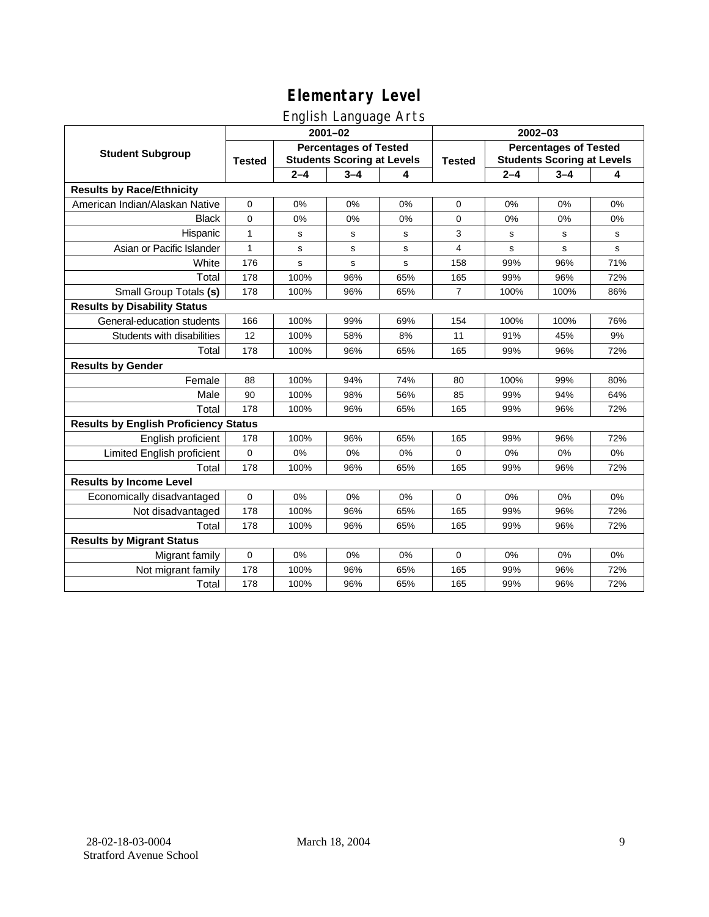# Elementary Level

## English Language Arts

| Student Subgroup | 2001–02 | | | | 2002–03 | | | |
|---|---|---|---|---|---|---|---|---|
| | Tested | Percentages of Tested Students Scoring at Levels | | | Tested | Percentages of Tested Students Scoring at Levels | | |
| | | 2–4 | 3–4 | 4 | | 2–4 | 3–4 | 4 |
| **Results by Race/Ethnicity** | | | | | | | | |
| American Indian/Alaskan Native | 0 | 0% | 0% | 0% | 0 | 0% | 0% | 0% |
| Black | 0 | 0% | 0% | 0% | 0 | 0% | 0% | 0% |
| Hispanic | 1 | s | s | s | 3 | s | s | s |
| Asian or Pacific Islander | 1 | s | s | s | 4 | s | s | s |
| White | 176 | s | s | s | 158 | 99% | 96% | 71% |
| Total | 178 | 100% | 96% | 65% | 165 | 99% | 96% | 72% |
| Small Group Totals **(s)** | 178 | 100% | 96% | 65% | 7 | 100% | 100% | 86% |
| **Results by Disability Status** | | | | | | | | |
| General-education students | 166 | 100% | 99% | 69% | 154 | 100% | 100% | 76% |
| Students with disabilities | 12 | 100% | 58% | 8% | 11 | 91% | 45% | 9% |
| Total | 178 | 100% | 96% | 65% | 165 | 99% | 96% | 72% |
| **Results by Gender** | | | | | | | | |
| Female | 88 | 100% | 94% | 74% | 80 | 100% | 99% | 80% |
| Male | 90 | 100% | 98% | 56% | 85 | 99% | 94% | 64% |
| Total | 178 | 100% | 96% | 65% | 165 | 99% | 96% | 72% |
| **Results by English Proficiency Status** | | | | | | | | |
| English proficient | 178 | 100% | 96% | 65% | 165 | 99% | 96% | 72% |
| Limited English proficient | 0 | 0% | 0% | 0% | 0 | 0% | 0% | 0% |
| Total | 178 | 100% | 96% | 65% | 165 | 99% | 96% | 72% |
| **Results by Income Level** | | | | | | | | |
| Economically disadvantaged | 0 | 0% | 0% | 0% | 0 | 0% | 0% | 0% |
| Not disadvantaged | 178 | 100% | 96% | 65% | 165 | 99% | 96% | 72% |
| Total | 178 | 100% | 96% | 65% | 165 | 99% | 96% | 72% |
| **Results by Migrant Status** | | | | | | | | |
| Migrant family | 0 | 0% | 0% | 0% | 0 | 0% | 0% | 0% |
| Not migrant family | 178 | 100% | 96% | 65% | 165 | 99% | 96% | 72% |
| Total | 178 | 100% | 96% | 65% | 165 | 99% | 96% | 72% |

28-02-18-03-0004
Stratford Avenue School

March 18, 2004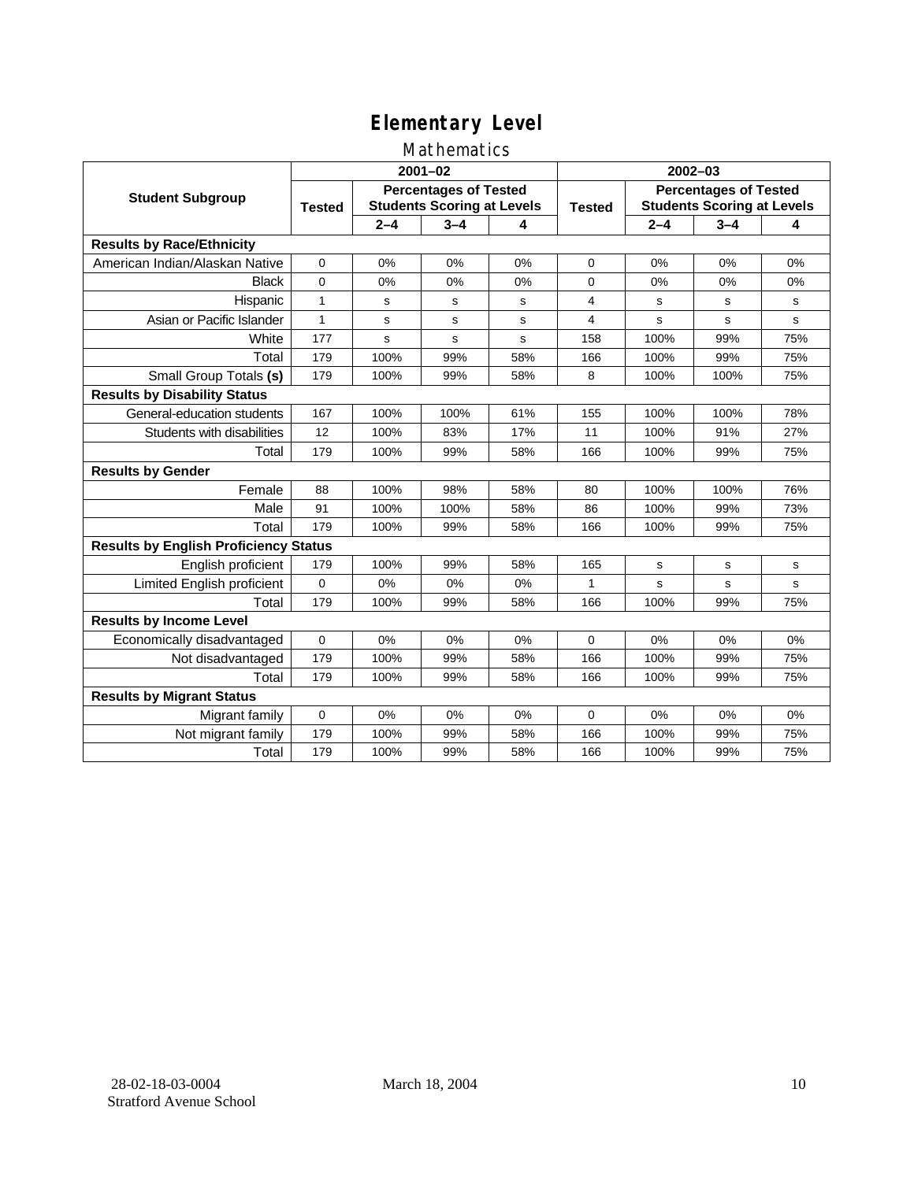# Elementary Level

## Mathematics

| Student Subgroup | 2001–02 | | | | 2002–03 | | | |
|---|---|---|---|---|---|---|---|---|
| | Tested | Percentages of Tested Students Scoring at Levels | | | Tested | Percentages of Tested Students Scoring at Levels | | |
| | | 2–4 | 3–4 | 4 | | 2–4 | 3–4 | 4 |
| **Results by Race/Ethnicity** | | | | | | | | |
| American Indian/Alaskan Native | 0 | 0% | 0% | 0% | 0 | 0% | 0% | 0% |
| Black | 0 | 0% | 0% | 0% | 0 | 0% | 0% | 0% |
| Hispanic | 1 | s | s | s | 4 | s | s | s |
| Asian or Pacific Islander | 1 | s | s | s | 4 | s | s | s |
| White | 177 | s | s | s | 158 | 100% | 99% | 75% |
| Total | 179 | 100% | 99% | 58% | 166 | 100% | 99% | 75% |
| Small Group Totals **(s)** | 179 | 100% | 99% | 58% | 8 | 100% | 100% | 75% |
| **Results by Disability Status** | | | | | | | | |
| General-education students | 167 | 100% | 100% | 61% | 155 | 100% | 100% | 78% |
| Students with disabilities | 12 | 100% | 83% | 17% | 11 | 100% | 91% | 27% |
| Total | 179 | 100% | 99% | 58% | 166 | 100% | 99% | 75% |
| **Results by Gender** | | | | | | | | |
| Female | 88 | 100% | 98% | 58% | 80 | 100% | 100% | 76% |
| Male | 91 | 100% | 100% | 58% | 86 | 100% | 99% | 73% |
| Total | 179 | 100% | 99% | 58% | 166 | 100% | 99% | 75% |
| **Results by English Proficiency Status** | | | | | | | | |
| English proficient | 179 | 100% | 99% | 58% | 165 | s | s | s |
| Limited English proficient | 0 | 0% | 0% | 0% | 1 | s | s | s |
| Total | 179 | 100% | 99% | 58% | 166 | 100% | 99% | 75% |
| **Results by Income Level** | | | | | | | | |
| Economically disadvantaged | 0 | 0% | 0% | 0% | 0 | 0% | 0% | 0% |
| Not disadvantaged | 179 | 100% | 99% | 58% | 166 | 100% | 99% | 75% |
| Total | 179 | 100% | 99% | 58% | 166 | 100% | 99% | 75% |
| **Results by Migrant Status** | | | | | | | | |
| Migrant family | 0 | 0% | 0% | 0% | 0 | 0% | 0% | 0% |
| Not migrant family | 179 | 100% | 99% | 58% | 166 | 100% | 99% | 75% |
| Total | 179 | 100% | 99% | 58% | 166 | 100% | 99% | 75% |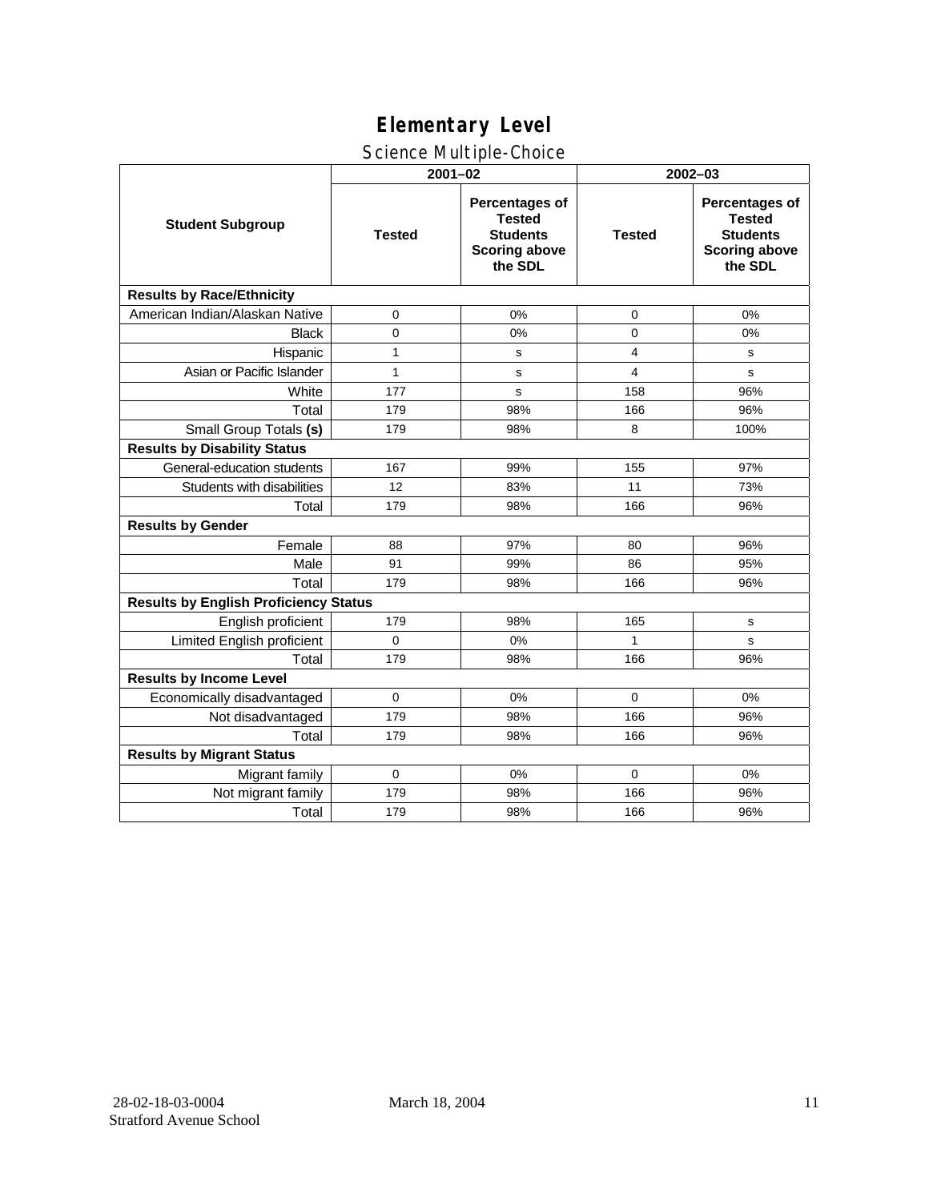# Elementary Level

## Science Multiple-Choice

| Student Subgroup | 2001–02 | | 2002–03 | |
|---|---|---|---|---|
| | Tested | Percentages of Tested Students Scoring above the SDL | Tested | Percentages of Tested Students Scoring above the SDL |
| **Results by Race/Ethnicity** | | | | |
| American Indian/Alaskan Native | 0 | 0% | 0 | 0% |
| Black | 0 | 0% | 0 | 0% |
| Hispanic | 1 | s | 4 | s |
| Asian or Pacific Islander | 1 | s | 4 | s |
| White | 177 | s | 158 | 96% |
| Total | 179 | 98% | 166 | 96% |
| Small Group Totals **(s)** | 179 | 98% | 8 | 100% |
| **Results by Disability Status** | | | | |
| General-education students | 167 | 99% | 155 | 97% |
| Students with disabilities | 12 | 83% | 11 | 73% |
| Total | 179 | 98% | 166 | 96% |
| **Results by Gender** | | | | |
| Female | 88 | 97% | 80 | 96% |
| Male | 91 | 99% | 86 | 95% |
| Total | 179 | 98% | 166 | 96% |
| **Results by English Proficiency Status** | | | | |
| English proficient | 179 | 98% | 165 | s |
| Limited English proficient | 0 | 0% | 1 | s |
| Total | 179 | 98% | 166 | 96% |
| **Results by Income Level** | | | | |
| Economically disadvantaged | 0 | 0% | 0 | 0% |
| Not disadvantaged | 179 | 98% | 166 | 96% |
| Total | 179 | 98% | 166 | 96% |
| **Results by Migrant Status** | | | | |
| Migrant family | 0 | 0% | 0 | 0% |
| Not migrant family | 179 | 98% | 166 | 96% |
| Total | 179 | 98% | 166 | 96% |

28-02-18-03-0004 March 18, 2004
Stratford Avenue School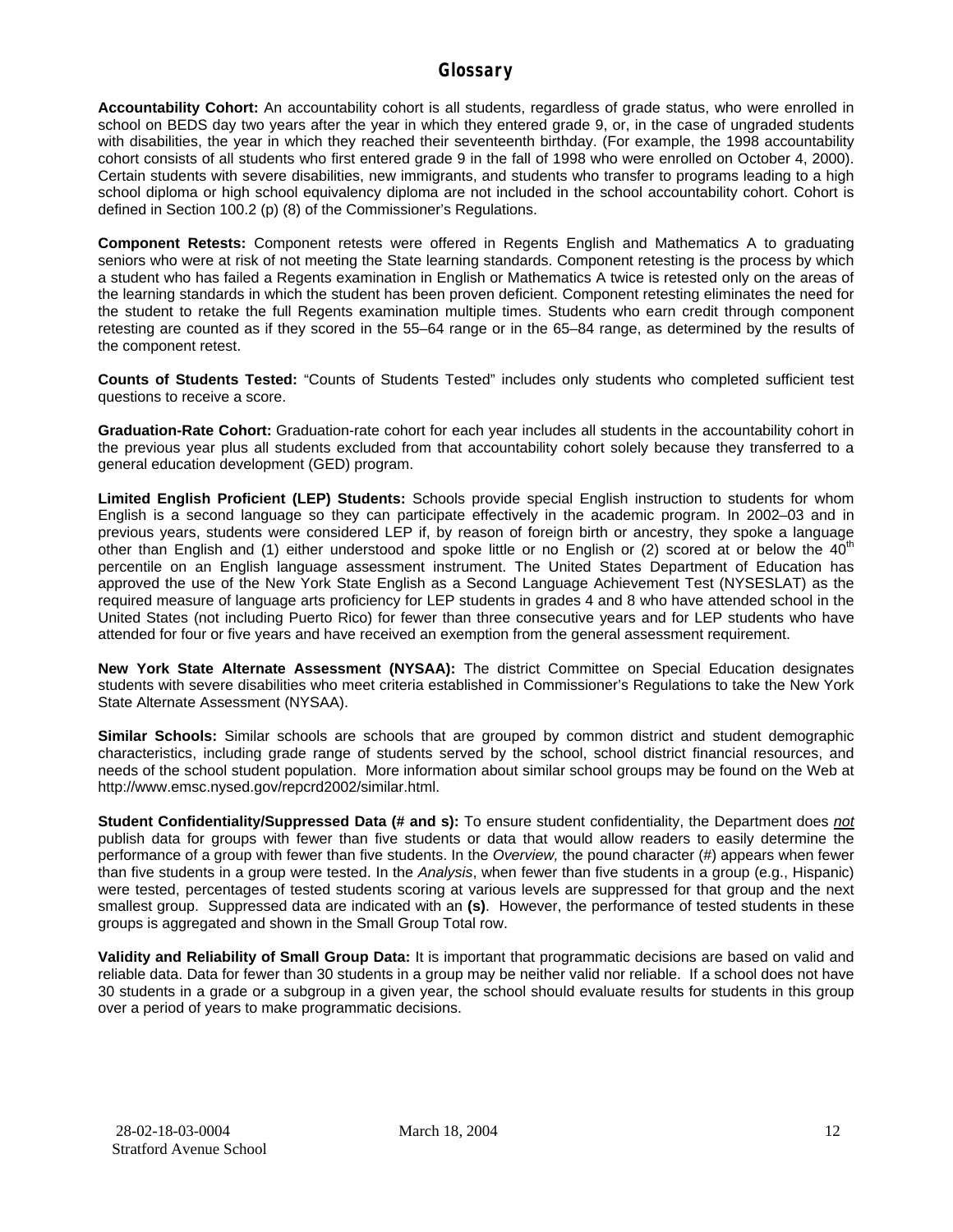# Glossary

**Accountability Cohort:** An accountability cohort is all students, regardless of grade status, who were enrolled in school on BEDS day two years after the year in which they entered grade 9, or, in the case of ungraded students with disabilities, the year in which they reached their seventeenth birthday. (For example, the 1998 accountability cohort consists of all students who first entered grade 9 in the fall of 1998 who were enrolled on October 4, 2000). Certain students with severe disabilities, new immigrants, and students who transfer to programs leading to a high school diploma or high school equivalency diploma are not included in the school accountability cohort. Cohort is defined in Section 100.2 (p) (8) of the Commissioner's Regulations.

**Component Retests:** Component retests were offered in Regents English and Mathematics A to graduating seniors who were at risk of not meeting the State learning standards. Component retesting is the process by which a student who has failed a Regents examination in English or Mathematics A twice is retested only on the areas of the learning standards in which the student has been proven deficient. Component retesting eliminates the need for the student to retake the full Regents examination multiple times. Students who earn credit through component retesting are counted as if they scored in the 55–64 range or in the 65–84 range, as determined by the results of the component retest.

**Counts of Students Tested:** "Counts of Students Tested" includes only students who completed sufficient test questions to receive a score.

**Graduation-Rate Cohort:** Graduation-rate cohort for each year includes all students in the accountability cohort in the previous year plus all students excluded from that accountability cohort solely because they transferred to a general education development (GED) program.

**Limited English Proficient (LEP) Students:** Schools provide special English instruction to students for whom English is a second language so they can participate effectively in the academic program. In 2002–03 and in previous years, students were considered LEP if, by reason of foreign birth or ancestry, they spoke a language other than English and (1) either understood and spoke little or no English or (2) scored at or below the 40th percentile on an English language assessment instrument. The United States Department of Education has approved the use of the New York State English as a Second Language Achievement Test (NYSESLAT) as the required measure of language arts proficiency for LEP students in grades 4 and 8 who have attended school in the United States (not including Puerto Rico) for fewer than three consecutive years and for LEP students who have attended for four or five years and have received an exemption from the general assessment requirement.

**New York State Alternate Assessment (NYSAA):** The district Committee on Special Education designates students with severe disabilities who meet criteria established in Commissioner's Regulations to take the New York State Alternate Assessment (NYSAA).

**Similar Schools:** Similar schools are schools that are grouped by common district and student demographic characteristics, including grade range of students served by the school, school district financial resources, and needs of the school student population. More information about similar school groups may be found on the Web at http://www.emsc.nysed.gov/repcrd2002/similar.html.

**Student Confidentiality/Suppressed Data (# and s):** To ensure student confidentiality, the Department does *not* publish data for groups with fewer than five students or data that would allow readers to easily determine the performance of a group with fewer than five students. In the *Overview,* the pound character (#) appears when fewer than five students in a group were tested. In the *Analysis*, when fewer than five students in a group (e.g., Hispanic) were tested, percentages of tested students scoring at various levels are suppressed for that group and the next smallest group. Suppressed data are indicated with an **(s)**. However, the performance of tested students in these groups is aggregated and shown in the Small Group Total row.

**Validity and Reliability of Small Group Data:** It is important that programmatic decisions are based on valid and reliable data. Data for fewer than 30 students in a group may be neither valid nor reliable. If a school does not have 30 students in a grade or a subgroup in a given year, the school should evaluate results for students in this group over a period of years to make programmatic decisions.